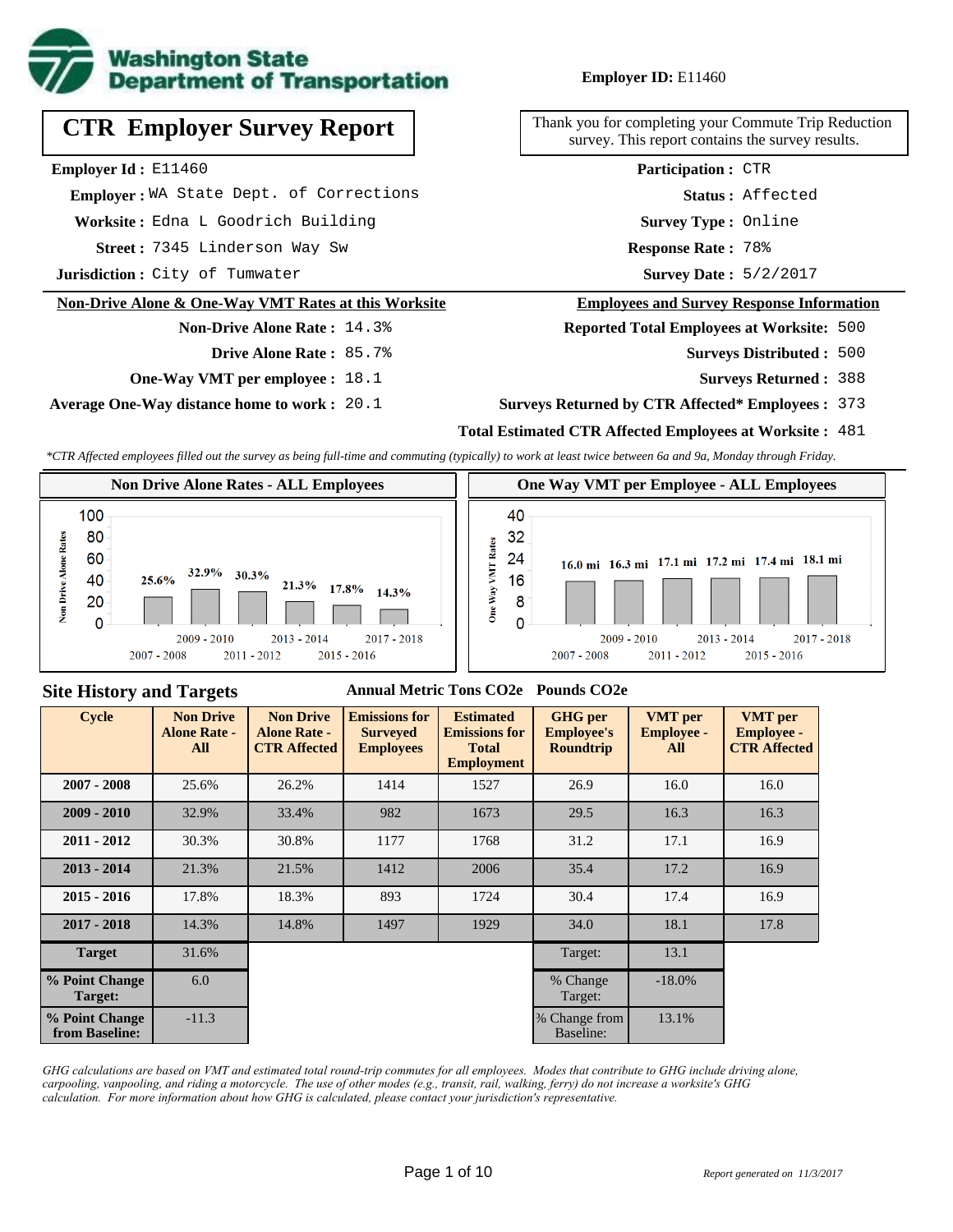**Employer ID:** E11460

# CTR Employer Survey Report

Thank you for completing your Commute Trip Reduction survey. This report contains the survey results.

**Employer Id :** E11460
**Employer :** WA State Dept. of Corrections
**Worksite :** Edna L Goodrich Building
**Street :** 7345 Linderson Way Sw
**Jurisdiction :** City of Tumwater

**Participation :** CTR
**Status :** Affected
**Survey Type :** Online
**Response Rate :** 78%
**Survey Date :** 5/2/2017

## Non-Drive Alone & One-Way VMT Rates at this Worksite

**Non-Drive Alone Rate :** 14.3%
**Drive Alone Rate :** 85.7%
**One-Way VMT per employee :** 18.1
**Average One-Way distance home to work :** 20.1

## Employees and Survey Response Information

**Reported Total Employees at Worksite:** 500
**Surveys Distributed :** 500
**Surveys Returned :** 388
**Surveys Returned by CTR Affected* Employees :** 373
**Total Estimated CTR Affected Employees at Worksite :** 481

*\*CTR Affected employees filled out the survey as being full-time and commuting (typically) to work at least twice between 6a and 9a, Monday through Friday.*

### Non Drive Alone Rates - ALL Employees

| Cycle | Non Drive Alone Rate |
|---|---|
| 2007 - 2008 | 25.6% |
| 2009 - 2010 | 32.9% |
| 2011 - 2012 | 30.3% |
| 2013 - 2014 | 21.3% |
| 2015 - 2016 | 17.8% |
| 2017 - 2018 | 14.3% |

### One Way VMT per Employee - ALL Employees

| Cycle | One Way VMT |
|---|---|
| 2007 - 2008 | 16.0 mi |
| 2009 - 2010 | 16.3 mi |
| 2011 - 2012 | 17.1 mi |
| 2013 - 2014 | 17.2 mi |
| 2015 - 2016 | 17.4 mi |
| 2017 - 2018 | 18.1 mi |

## Site History and Targets

| Cycle | Non Drive Alone Rate - All | Non Drive Alone Rate - CTR Affected | Emissions for Surveyed Employees (Annual Metric Tons CO2e) | Estimated Emissions for Total Employment (Annual Metric Tons CO2e) | GHG per Employee's Roundtrip (Pounds CO2e) | VMT per Employee - All | VMT per Employee - CTR Affected |
|---|---|---|---|---|---|---|---|
| 2007 - 2008 | 25.6% | 26.2% | 1414 | 1527 | 26.9 | 16.0 | 16.0 |
| 2009 - 2010 | 32.9% | 33.4% | 982 | 1673 | 29.5 | 16.3 | 16.3 |
| 2011 - 2012 | 30.3% | 30.8% | 1177 | 1768 | 31.2 | 17.1 | 16.9 |
| 2013 - 2014 | 21.3% | 21.5% | 1412 | 2006 | 35.4 | 17.2 | 16.9 |
| 2015 - 2016 | 17.8% | 18.3% | 893 | 1724 | 30.4 | 17.4 | 16.9 |
| 2017 - 2018 | 14.3% | 14.8% | 1497 | 1929 | 34.0 | 18.1 | 17.8 |
| Target | 31.6% | | | | Target: | 13.1 | |
| % Point Change Target: | 6.0 | | | | % Change Target: | -18.0% | |
| % Point Change from Baseline: | -11.3 | | | | % Change from Baseline: | 13.1% | |

*GHG calculations are based on VMT and estimated total round-trip commutes for all employees. Modes that contribute to GHG include driving alone, carpooling, vanpooling, and riding a motorcycle. The use of other modes (e.g., transit, rail, walking, ferry) do not increase a worksite's GHG calculation. For more information about how GHG is calculated, please contact your jurisdiction's representative.*

*Report generated on 11/3/2017*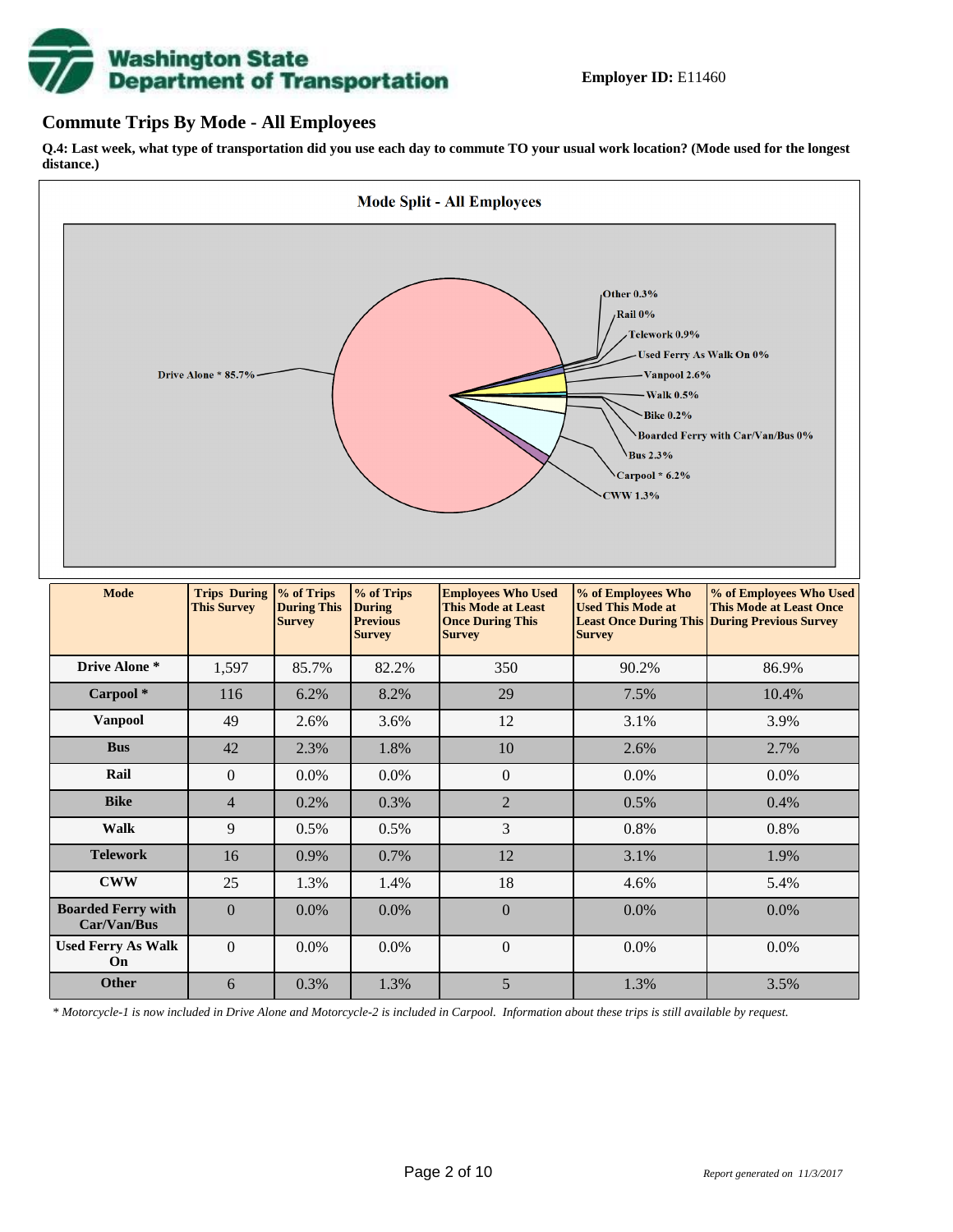**Employer ID:** E11460

## Commute Trips By Mode - All Employees

**Q.4: Last week, what type of transportation did you use each day to commute TO your usual work location? (Mode used for the longest distance.)**

| Mode | Trips During This Survey | % of Trips During This Survey | % of Trips During Previous Survey | Employees Who Used This Mode at Least Once During This Survey | % of Employees Who Used This Mode at Least Once During This Survey | % of Employees Who Used This Mode at Least Once During Previous Survey |
|---|---|---|---|---|---|---|
| Drive Alone * | 1,597 | 85.7% | 82.2% | 350 | 90.2% | 86.9% |
| Carpool * | 116 | 6.2% | 8.2% | 29 | 7.5% | 10.4% |
| Vanpool | 49 | 2.6% | 3.6% | 12 | 3.1% | 3.9% |
| Bus | 42 | 2.3% | 1.8% | 10 | 2.6% | 2.7% |
| Rail | 0 | 0.0% | 0.0% | 0 | 0.0% | 0.0% |
| Bike | 4 | 0.2% | 0.3% | 2 | 0.5% | 0.4% |
| Walk | 9 | 0.5% | 0.5% | 3 | 0.8% | 0.8% |
| Telework | 16 | 0.9% | 0.7% | 12 | 3.1% | 1.9% |
| CWW | 25 | 1.3% | 1.4% | 18 | 4.6% | 5.4% |
| Boarded Ferry with Car/Van/Bus | 0 | 0.0% | 0.0% | 0 | 0.0% | 0.0% |
| Used Ferry As Walk On | 0 | 0.0% | 0.0% | 0 | 0.0% | 0.0% |
| Other | 6 | 0.3% | 1.3% | 5 | 1.3% | 3.5% |

*\* Motorcycle-1 is now included in Drive Alone and Motorcycle-2 is included in Carpool. Information about these trips is still available by request.*

*Report generated on 11/3/2017*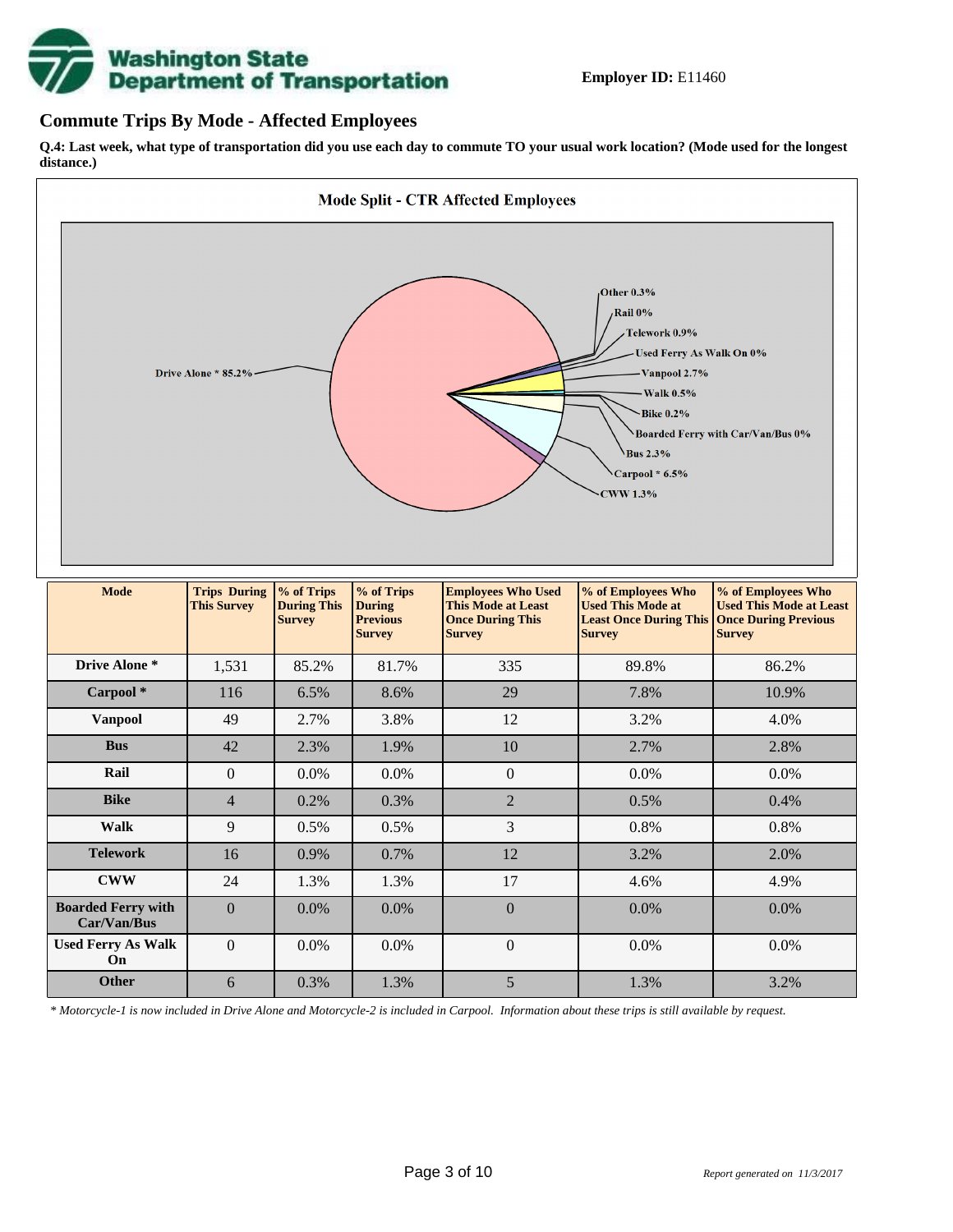**Employer ID:** E11460

## Commute Trips By Mode - Affected Employees

**Q.4: Last week, what type of transportation did you use each day to commute TO your usual work location? (Mode used for the longest distance.)**

**Mode Split - CTR Affected Employees**

Drive Alone * 85.2%
Other 0.3%
Rail 0%
Telework 0.9%
Used Ferry As Walk On 0%
Vanpool 2.7%
Walk 0.5%
Bike 0.2%
Boarded Ferry with Car/Van/Bus 0%
Bus 2.3%
Carpool * 6.5%
CWW 1.3%

| Mode | Trips During This Survey | % of Trips During This Survey | % of Trips During Previous Survey | Employees Who Used This Mode at Least Once During This Survey | % of Employees Who Used This Mode at Least Once During This Survey | % of Employees Who Used This Mode at Least Once During Previous Survey |
|---|---|---|---|---|---|---|
| **Drive Alone *** | 1,531 | 85.2% | 81.7% | 335 | 89.8% | 86.2% |
| **Carpool *** | 116 | 6.5% | 8.6% | 29 | 7.8% | 10.9% |
| **Vanpool** | 49 | 2.7% | 3.8% | 12 | 3.2% | 4.0% |
| **Bus** | 42 | 2.3% | 1.9% | 10 | 2.7% | 2.8% |
| **Rail** | 0 | 0.0% | 0.0% | 0 | 0.0% | 0.0% |
| **Bike** | 4 | 0.2% | 0.3% | 2 | 0.5% | 0.4% |
| **Walk** | 9 | 0.5% | 0.5% | 3 | 0.8% | 0.8% |
| **Telework** | 16 | 0.9% | 0.7% | 12 | 3.2% | 2.0% |
| **CWW** | 24 | 1.3% | 1.3% | 17 | 4.6% | 4.9% |
| **Boarded Ferry with Car/Van/Bus** | 0 | 0.0% | 0.0% | 0 | 0.0% | 0.0% |
| **Used Ferry As Walk On** | 0 | 0.0% | 0.0% | 0 | 0.0% | 0.0% |
| **Other** | 6 | 0.3% | 1.3% | 5 | 1.3% | 3.2% |

*\* Motorcycle-1 is now included in Drive Alone and Motorcycle-2 is included in Carpool. Information about these trips is still available by request.*

*Report generated on 11/3/2017*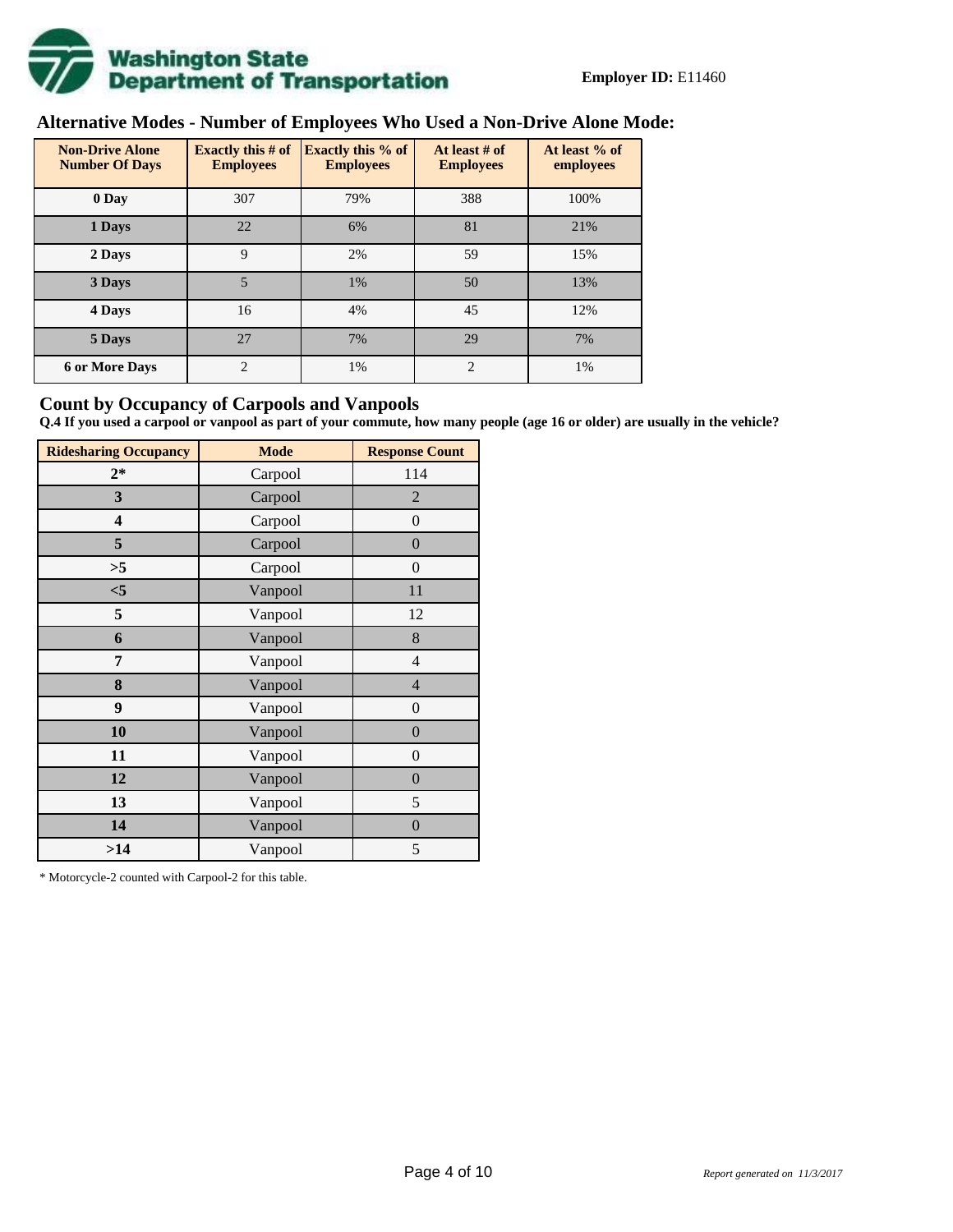**Employer ID:** E11460

## Alternative Modes - Number of Employees Who Used a Non-Drive Alone Mode:

| Non-Drive Alone Number Of Days | Exactly this # of Employees | Exactly this % of Employees | At least # of Employees | At least % of employees |
|---|---|---|---|---|
| **0 Day** | 307 | 79% | 388 | 100% |
| **1 Days** | 22 | 6% | 81 | 21% |
| **2 Days** | 9 | 2% | 59 | 15% |
| **3 Days** | 5 | 1% | 50 | 13% |
| **4 Days** | 16 | 4% | 45 | 12% |
| **5 Days** | 27 | 7% | 29 | 7% |
| **6 or More Days** | 2 | 1% | 2 | 1% |

## Count by Occupancy of Carpools and Vanpools

**Q.4 If you used a carpool or vanpool as part of your commute, how many people (age 16 or older) are usually in the vehicle?**

| Ridesharing Occupancy | Mode | Response Count |
|---|---|---|
| **2*** | Carpool | 114 |
| **3** | Carpool | 2 |
| **4** | Carpool | 0 |
| **5** | Carpool | 0 |
| **>5** | Carpool | 0 |
| **<5** | Vanpool | 11 |
| **5** | Vanpool | 12 |
| **6** | Vanpool | 8 |
| **7** | Vanpool | 4 |
| **8** | Vanpool | 4 |
| **9** | Vanpool | 0 |
| **10** | Vanpool | 0 |
| **11** | Vanpool | 0 |
| **12** | Vanpool | 0 |
| **13** | Vanpool | 5 |
| **14** | Vanpool | 0 |
| **>14** | Vanpool | 5 |

* Motorcycle-2 counted with Carpool-2 for this table.

*Report generated on 11/3/2017*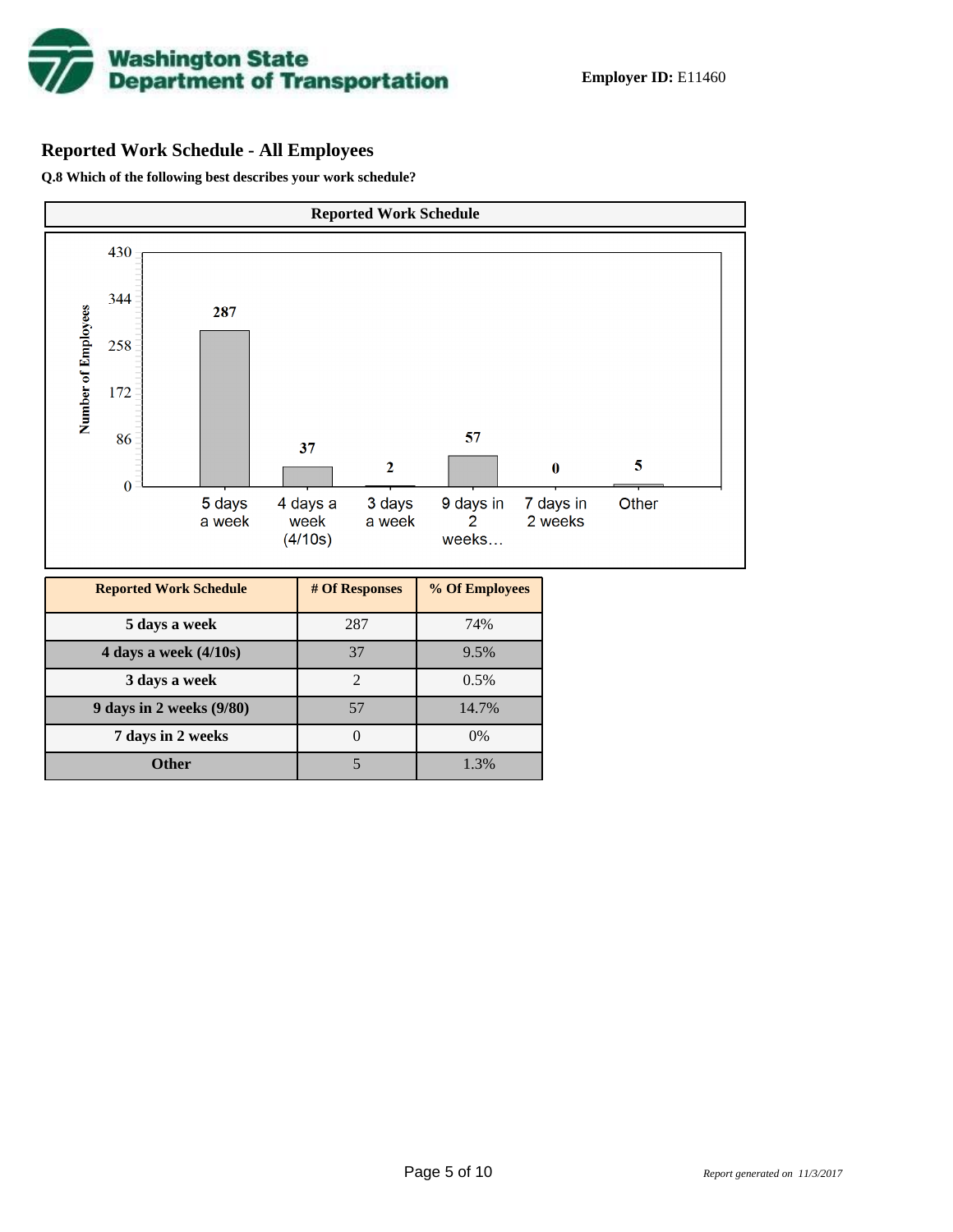**Employer ID:** E11460

## Reported Work Schedule - All Employees

**Q.8 Which of the following best describes your work schedule?**

| Reported Work Schedule | # Of Responses | % Of Employees |
|---|---|---|
| 5 days a week | 287 | 74% |
| 4 days a week (4/10s) | 37 | 9.5% |
| 3 days a week | 2 | 0.5% |
| 9 days in 2 weeks (9/80) | 57 | 14.7% |
| 7 days in 2 weeks | 0 | 0% |
| Other | 5 | 1.3% |

*Report generated on 11/3/2017*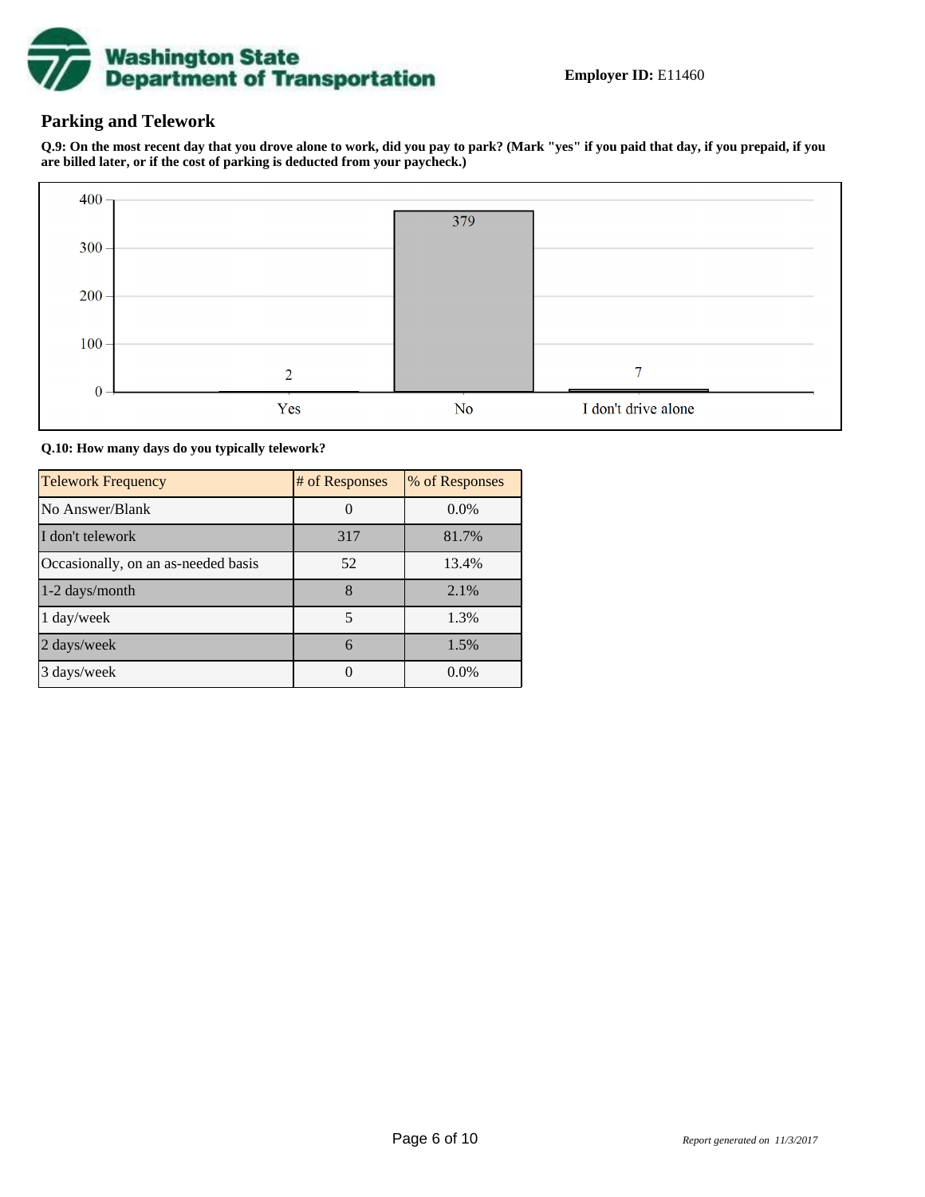**Employer ID:** E11460

## Parking and Telework

**Q.9: On the most recent day that you drove alone to work, did you pay to park? (Mark "yes" if you paid that day, if you prepaid, if you are billed later, or if the cost of parking is deducted from your paycheck.)**

| Response | Count |
|---|---|
| Yes | 2 |
| No | 379 |
| I don't drive alone | 7 |

**Q.10: How many days do you typically telework?**

| Telework Frequency | # of Responses | % of Responses |
|---|---|---|
| No Answer/Blank | 0 | 0.0% |
| I don't telework | 317 | 81.7% |
| Occasionally, on an as-needed basis | 52 | 13.4% |
| 1-2 days/month | 8 | 2.1% |
| 1 day/week | 5 | 1.3% |
| 2 days/week | 6 | 1.5% |
| 3 days/week | 0 | 0.0% |

*Report generated on 11/3/2017*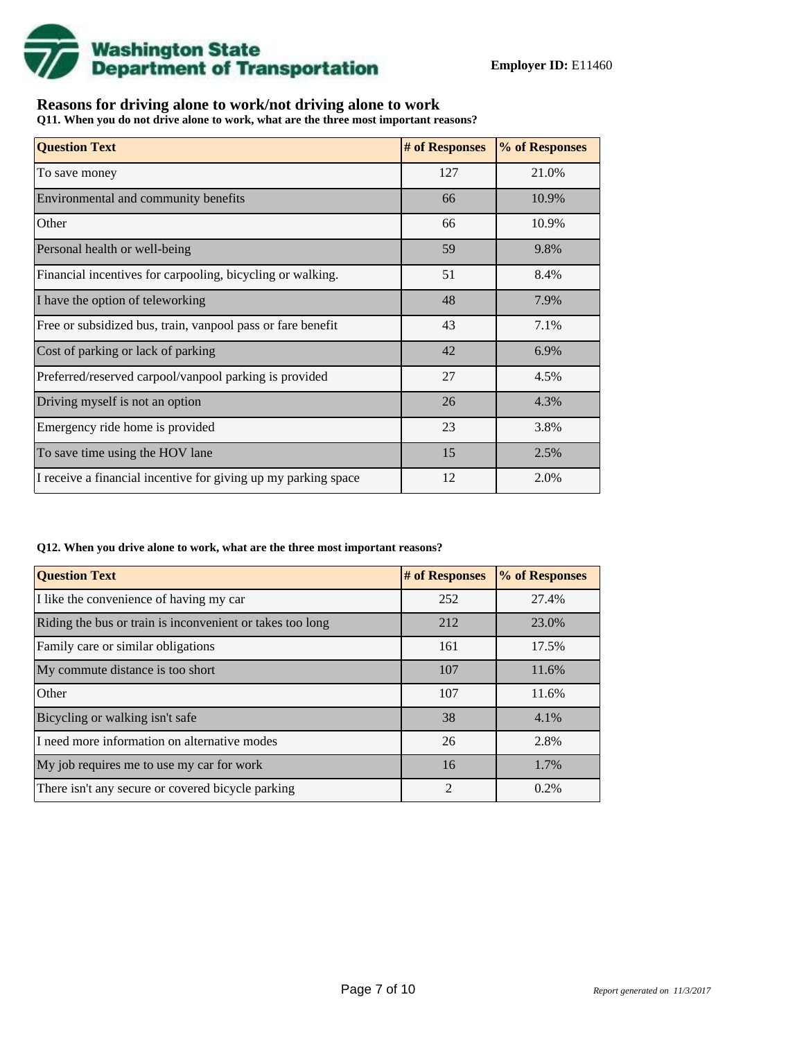**Washington State Department of Transportation**

**Employer ID:** E11460

## Reasons for driving alone to work/not driving alone to work

**Q11. When you do not drive alone to work, what are the three most important reasons?**

| Question Text | # of Responses | % of Responses |
| --- | --- | --- |
| To save money | 127 | 21.0% |
| Environmental and community benefits | 66 | 10.9% |
| Other | 66 | 10.9% |
| Personal health or well-being | 59 | 9.8% |
| Financial incentives for carpooling, bicycling or walking. | 51 | 8.4% |
| I have the option of teleworking | 48 | 7.9% |
| Free or subsidized bus, train, vanpool pass or fare benefit | 43 | 7.1% |
| Cost of parking or lack of parking | 42 | 6.9% |
| Preferred/reserved carpool/vanpool parking is provided | 27 | 4.5% |
| Driving myself is not an option | 26 | 4.3% |
| Emergency ride home is provided | 23 | 3.8% |
| To save time using the HOV lane | 15 | 2.5% |
| I receive a financial incentive for giving up my parking space | 12 | 2.0% |

**Q12. When you drive alone to work, what are the three most important reasons?**

| Question Text | # of Responses | % of Responses |
| --- | --- | --- |
| I like the convenience of having my car | 252 | 27.4% |
| Riding the bus or train is inconvenient or takes too long | 212 | 23.0% |
| Family care or similar obligations | 161 | 17.5% |
| My commute distance is too short | 107 | 11.6% |
| Other | 107 | 11.6% |
| Bicycling or walking isn't safe | 38 | 4.1% |
| I need more information on alternative modes | 26 | 2.8% |
| My job requires me to use my car for work | 16 | 1.7% |
| There isn't any secure or covered bicycle parking | 2 | 0.2% |

*Report generated on 11/3/2017*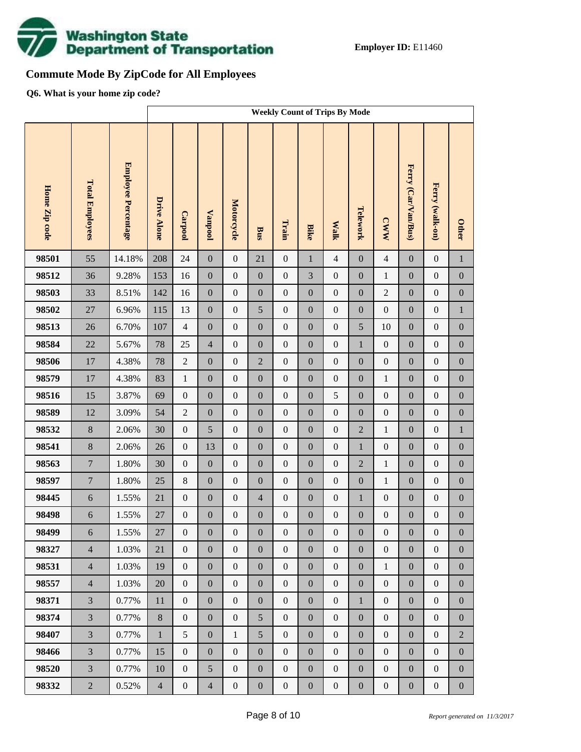**Employer ID:** E11460

# Commute Mode By ZipCode for All Employees

**Q6. What is your home zip code?**

| | | | Weekly Count of Trips By Mode | | | | | | | | | | | | |
|---|---|---|---|---|---|---|---|---|---|---|---|---|---|---|---|
| **Home Zip code** | **Total Employees** | **Employee Percentage** | **Drive Alone** | **Carpool** | **Vanpool** | **Motorcycle** | **Bus** | **Train** | **Bike** | **Walk** | **Telework** | **CWW** | **Ferry (Car/Van/Bus)** | **Ferry (walk-on)** | **Other** |
| **98501** | 55 | 14.18% | 208 | 24 | 0 | 0 | 21 | 0 | 1 | 4 | 0 | 4 | 0 | 0 | 1 |
| **98512** | 36 | 9.28% | 153 | 16 | 0 | 0 | 0 | 0 | 3 | 0 | 0 | 1 | 0 | 0 | 0 |
| **98503** | 33 | 8.51% | 142 | 16 | 0 | 0 | 0 | 0 | 0 | 0 | 0 | 2 | 0 | 0 | 0 |
| **98502** | 27 | 6.96% | 115 | 13 | 0 | 0 | 5 | 0 | 0 | 0 | 0 | 0 | 0 | 0 | 1 |
| **98513** | 26 | 6.70% | 107 | 4 | 0 | 0 | 0 | 0 | 0 | 0 | 5 | 10 | 0 | 0 | 0 |
| **98584** | 22 | 5.67% | 78 | 25 | 4 | 0 | 0 | 0 | 0 | 0 | 1 | 0 | 0 | 0 | 0 |
| **98506** | 17 | 4.38% | 78 | 2 | 0 | 0 | 2 | 0 | 0 | 0 | 0 | 0 | 0 | 0 | 0 |
| **98579** | 17 | 4.38% | 83 | 1 | 0 | 0 | 0 | 0 | 0 | 0 | 0 | 1 | 0 | 0 | 0 |
| **98516** | 15 | 3.87% | 69 | 0 | 0 | 0 | 0 | 0 | 0 | 5 | 0 | 0 | 0 | 0 | 0 |
| **98589** | 12 | 3.09% | 54 | 2 | 0 | 0 | 0 | 0 | 0 | 0 | 0 | 0 | 0 | 0 | 0 |
| **98532** | 8 | 2.06% | 30 | 0 | 5 | 0 | 0 | 0 | 0 | 0 | 2 | 1 | 0 | 0 | 1 |
| **98541** | 8 | 2.06% | 26 | 0 | 13 | 0 | 0 | 0 | 0 | 0 | 1 | 0 | 0 | 0 | 0 |
| **98563** | 7 | 1.80% | 30 | 0 | 0 | 0 | 0 | 0 | 0 | 0 | 2 | 1 | 0 | 0 | 0 |
| **98597** | 7 | 1.80% | 25 | 8 | 0 | 0 | 0 | 0 | 0 | 0 | 0 | 1 | 0 | 0 | 0 |
| **98445** | 6 | 1.55% | 21 | 0 | 0 | 0 | 4 | 0 | 0 | 0 | 1 | 0 | 0 | 0 | 0 |
| **98498** | 6 | 1.55% | 27 | 0 | 0 | 0 | 0 | 0 | 0 | 0 | 0 | 0 | 0 | 0 | 0 |
| **98499** | 6 | 1.55% | 27 | 0 | 0 | 0 | 0 | 0 | 0 | 0 | 0 | 0 | 0 | 0 | 0 |
| **98327** | 4 | 1.03% | 21 | 0 | 0 | 0 | 0 | 0 | 0 | 0 | 0 | 0 | 0 | 0 | 0 |
| **98531** | 4 | 1.03% | 19 | 0 | 0 | 0 | 0 | 0 | 0 | 0 | 0 | 1 | 0 | 0 | 0 |
| **98557** | 4 | 1.03% | 20 | 0 | 0 | 0 | 0 | 0 | 0 | 0 | 0 | 0 | 0 | 0 | 0 |
| **98371** | 3 | 0.77% | 11 | 0 | 0 | 0 | 0 | 0 | 0 | 0 | 1 | 0 | 0 | 0 | 0 |
| **98374** | 3 | 0.77% | 8 | 0 | 0 | 0 | 5 | 0 | 0 | 0 | 0 | 0 | 0 | 0 | 0 |
| **98407** | 3 | 0.77% | 1 | 5 | 0 | 1 | 5 | 0 | 0 | 0 | 0 | 0 | 0 | 0 | 2 |
| **98466** | 3 | 0.77% | 15 | 0 | 0 | 0 | 0 | 0 | 0 | 0 | 0 | 0 | 0 | 0 | 0 |
| **98520** | 3 | 0.77% | 10 | 0 | 5 | 0 | 0 | 0 | 0 | 0 | 0 | 0 | 0 | 0 | 0 |
| **98332** | 2 | 0.52% | 4 | 0 | 4 | 0 | 0 | 0 | 0 | 0 | 0 | 0 | 0 | 0 | 0 |

*Report generated on 11/3/2017*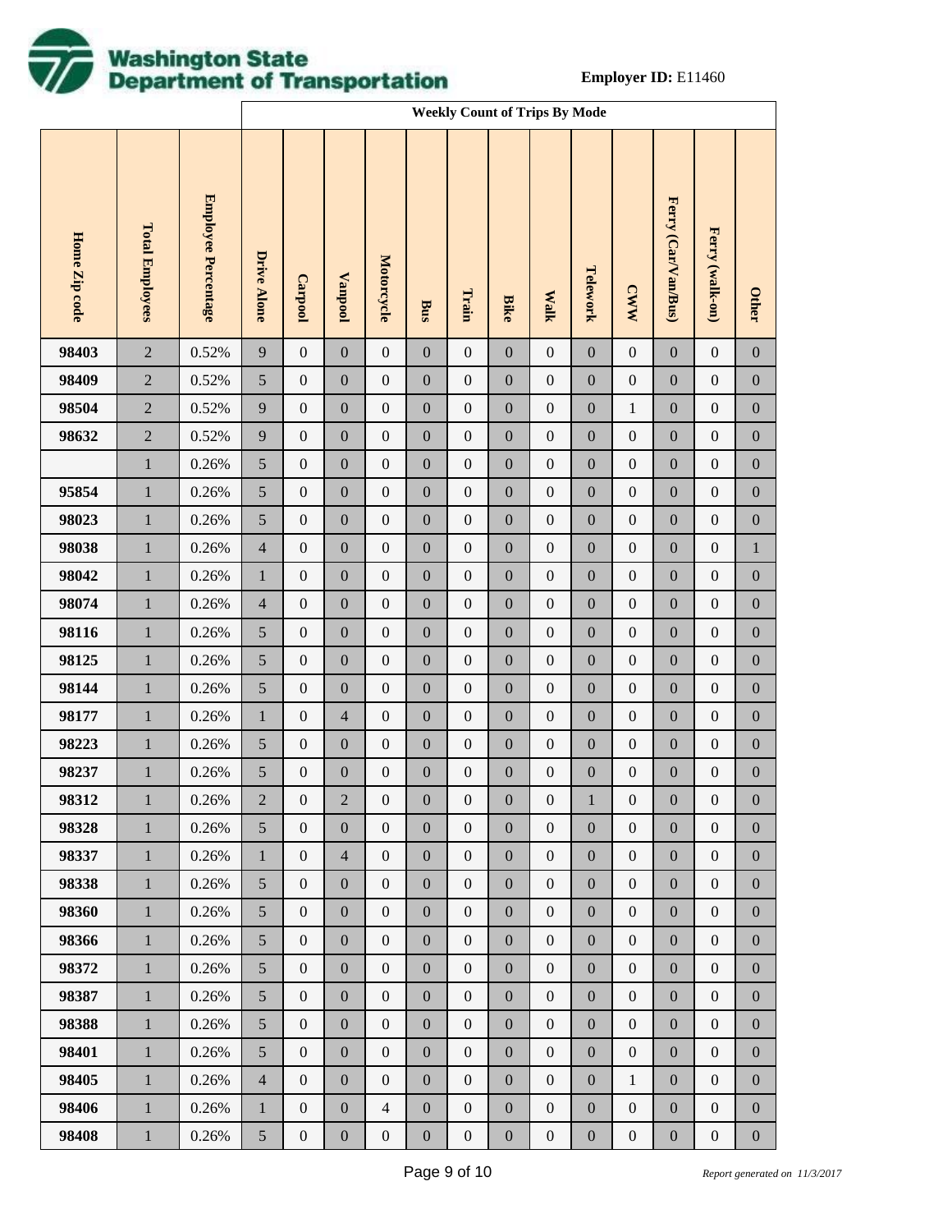**Employer ID:** E11460

| Home Zip code | Total Employees | Employee Percentage | Weekly Count of Trips By Mode | | | | | | | | | | | | |
|---|---|---|---|---|---|---|---|---|---|---|---|---|---|---|---|
| | | | Drive Alone | Carpool | Vanpool | Motorcycle | Bus | Train | Bike | Walk | Telework | CWW | Ferry (Car/Van/Bus) | Ferry (walk-on) | Other |
| 98403 | 2 | 0.52% | 9 | 0 | 0 | 0 | 0 | 0 | 0 | 0 | 0 | 0 | 0 | 0 | 0 |
| 98409 | 2 | 0.52% | 5 | 0 | 0 | 0 | 0 | 0 | 0 | 0 | 0 | 0 | 0 | 0 | 0 |
| 98504 | 2 | 0.52% | 9 | 0 | 0 | 0 | 0 | 0 | 0 | 0 | 0 | 1 | 0 | 0 | 0 |
| 98632 | 2 | 0.52% | 9 | 0 | 0 | 0 | 0 | 0 | 0 | 0 | 0 | 0 | 0 | 0 | 0 |
| | 1 | 0.26% | 5 | 0 | 0 | 0 | 0 | 0 | 0 | 0 | 0 | 0 | 0 | 0 | 0 |
| 95854 | 1 | 0.26% | 5 | 0 | 0 | 0 | 0 | 0 | 0 | 0 | 0 | 0 | 0 | 0 | 0 |
| 98023 | 1 | 0.26% | 5 | 0 | 0 | 0 | 0 | 0 | 0 | 0 | 0 | 0 | 0 | 0 | 0 |
| 98038 | 1 | 0.26% | 4 | 0 | 0 | 0 | 0 | 0 | 0 | 0 | 0 | 0 | 0 | 0 | 1 |
| 98042 | 1 | 0.26% | 1 | 0 | 0 | 0 | 0 | 0 | 0 | 0 | 0 | 0 | 0 | 0 | 0 |
| 98074 | 1 | 0.26% | 4 | 0 | 0 | 0 | 0 | 0 | 0 | 0 | 0 | 0 | 0 | 0 | 0 |
| 98116 | 1 | 0.26% | 5 | 0 | 0 | 0 | 0 | 0 | 0 | 0 | 0 | 0 | 0 | 0 | 0 |
| 98125 | 1 | 0.26% | 5 | 0 | 0 | 0 | 0 | 0 | 0 | 0 | 0 | 0 | 0 | 0 | 0 |
| 98144 | 1 | 0.26% | 5 | 0 | 0 | 0 | 0 | 0 | 0 | 0 | 0 | 0 | 0 | 0 | 0 |
| 98177 | 1 | 0.26% | 1 | 0 | 4 | 0 | 0 | 0 | 0 | 0 | 0 | 0 | 0 | 0 | 0 |
| 98223 | 1 | 0.26% | 5 | 0 | 0 | 0 | 0 | 0 | 0 | 0 | 0 | 0 | 0 | 0 | 0 |
| 98237 | 1 | 0.26% | 5 | 0 | 0 | 0 | 0 | 0 | 0 | 0 | 0 | 0 | 0 | 0 | 0 |
| 98312 | 1 | 0.26% | 2 | 0 | 2 | 0 | 0 | 0 | 0 | 0 | 1 | 0 | 0 | 0 | 0 |
| 98328 | 1 | 0.26% | 5 | 0 | 0 | 0 | 0 | 0 | 0 | 0 | 0 | 0 | 0 | 0 | 0 |
| 98337 | 1 | 0.26% | 1 | 0 | 4 | 0 | 0 | 0 | 0 | 0 | 0 | 0 | 0 | 0 | 0 |
| 98338 | 1 | 0.26% | 5 | 0 | 0 | 0 | 0 | 0 | 0 | 0 | 0 | 0 | 0 | 0 | 0 |
| 98360 | 1 | 0.26% | 5 | 0 | 0 | 0 | 0 | 0 | 0 | 0 | 0 | 0 | 0 | 0 | 0 |
| 98366 | 1 | 0.26% | 5 | 0 | 0 | 0 | 0 | 0 | 0 | 0 | 0 | 0 | 0 | 0 | 0 |
| 98372 | 1 | 0.26% | 5 | 0 | 0 | 0 | 0 | 0 | 0 | 0 | 0 | 0 | 0 | 0 | 0 |
| 98387 | 1 | 0.26% | 5 | 0 | 0 | 0 | 0 | 0 | 0 | 0 | 0 | 0 | 0 | 0 | 0 |
| 98388 | 1 | 0.26% | 5 | 0 | 0 | 0 | 0 | 0 | 0 | 0 | 0 | 0 | 0 | 0 | 0 |
| 98401 | 1 | 0.26% | 5 | 0 | 0 | 0 | 0 | 0 | 0 | 0 | 0 | 0 | 0 | 0 | 0 |
| 98405 | 1 | 0.26% | 4 | 0 | 0 | 0 | 0 | 0 | 0 | 0 | 0 | 1 | 0 | 0 | 0 |
| 98406 | 1 | 0.26% | 1 | 0 | 0 | 4 | 0 | 0 | 0 | 0 | 0 | 0 | 0 | 0 | 0 |
| 98408 | 1 | 0.26% | 5 | 0 | 0 | 0 | 0 | 0 | 0 | 0 | 0 | 0 | 0 | 0 | 0 |

*Report generated on 11/3/2017*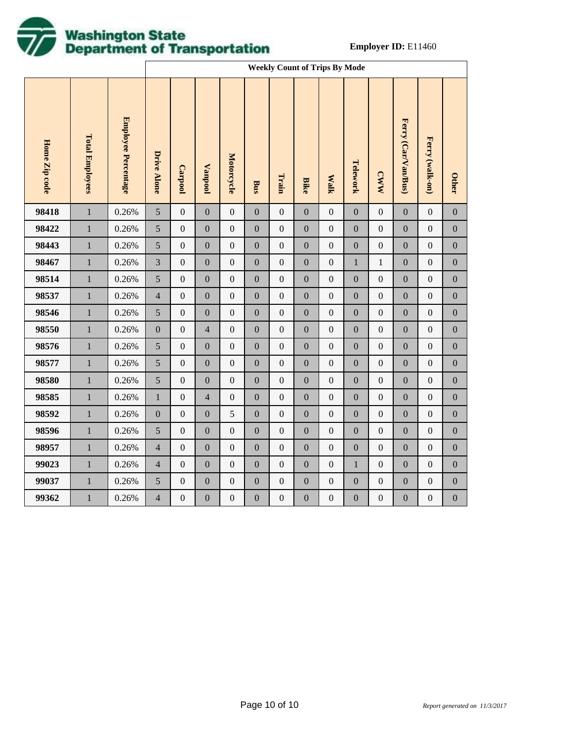**Washington State Department of Transportation**

**Employer ID:** E11460

| | | | Weekly Count of Trips By Mode | | | | | | | | | | | | |
|---|---|---|---|---|---|---|---|---|---|---|---|---|---|---|---|
| **Home Zip code** | **Total Employees** | **Employee Percentage** | **Drive Alone** | **Carpool** | **Vanpool** | **Motorcycle** | **Bus** | **Train** | **Bike** | **Walk** | **Telework** | **CWW** | **Ferry (Car/Van/Bus)** | **Ferry (walk-on)** | **Other** |
| **98418** | 1 | 0.26% | 5 | 0 | 0 | 0 | 0 | 0 | 0 | 0 | 0 | 0 | 0 | 0 | 0 |
| **98422** | 1 | 0.26% | 5 | 0 | 0 | 0 | 0 | 0 | 0 | 0 | 0 | 0 | 0 | 0 | 0 |
| **98443** | 1 | 0.26% | 5 | 0 | 0 | 0 | 0 | 0 | 0 | 0 | 0 | 0 | 0 | 0 | 0 |
| **98467** | 1 | 0.26% | 3 | 0 | 0 | 0 | 0 | 0 | 0 | 0 | 1 | 1 | 0 | 0 | 0 |
| **98514** | 1 | 0.26% | 5 | 0 | 0 | 0 | 0 | 0 | 0 | 0 | 0 | 0 | 0 | 0 | 0 |
| **98537** | 1 | 0.26% | 4 | 0 | 0 | 0 | 0 | 0 | 0 | 0 | 0 | 0 | 0 | 0 | 0 |
| **98546** | 1 | 0.26% | 5 | 0 | 0 | 0 | 0 | 0 | 0 | 0 | 0 | 0 | 0 | 0 | 0 |
| **98550** | 1 | 0.26% | 0 | 0 | 4 | 0 | 0 | 0 | 0 | 0 | 0 | 0 | 0 | 0 | 0 |
| **98576** | 1 | 0.26% | 5 | 0 | 0 | 0 | 0 | 0 | 0 | 0 | 0 | 0 | 0 | 0 | 0 |
| **98577** | 1 | 0.26% | 5 | 0 | 0 | 0 | 0 | 0 | 0 | 0 | 0 | 0 | 0 | 0 | 0 |
| **98580** | 1 | 0.26% | 5 | 0 | 0 | 0 | 0 | 0 | 0 | 0 | 0 | 0 | 0 | 0 | 0 |
| **98585** | 1 | 0.26% | 1 | 0 | 4 | 0 | 0 | 0 | 0 | 0 | 0 | 0 | 0 | 0 | 0 |
| **98592** | 1 | 0.26% | 0 | 0 | 0 | 5 | 0 | 0 | 0 | 0 | 0 | 0 | 0 | 0 | 0 |
| **98596** | 1 | 0.26% | 5 | 0 | 0 | 0 | 0 | 0 | 0 | 0 | 0 | 0 | 0 | 0 | 0 |
| **98957** | 1 | 0.26% | 4 | 0 | 0 | 0 | 0 | 0 | 0 | 0 | 0 | 0 | 0 | 0 | 0 |
| **99023** | 1 | 0.26% | 4 | 0 | 0 | 0 | 0 | 0 | 0 | 0 | 1 | 0 | 0 | 0 | 0 |
| **99037** | 1 | 0.26% | 5 | 0 | 0 | 0 | 0 | 0 | 0 | 0 | 0 | 0 | 0 | 0 | 0 |
| **99362** | 1 | 0.26% | 4 | 0 | 0 | 0 | 0 | 0 | 0 | 0 | 0 | 0 | 0 | 0 | 0 |

*Report generated on 11/3/2017*